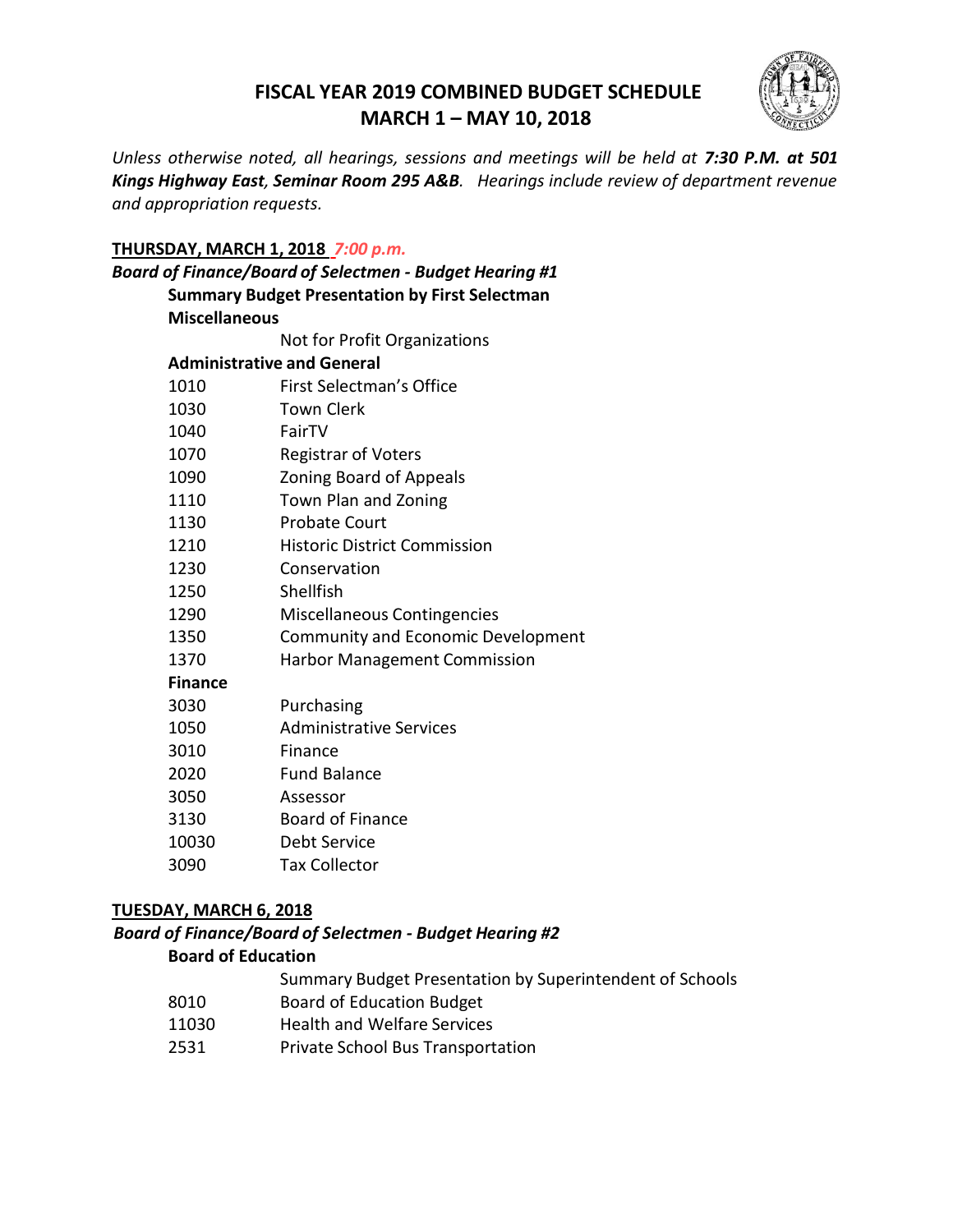# FISCAL YEAR 2019 COMBINED BUDGET SCHEDULE
# MARCH 1 – MAY 10, 2018

*Unless otherwise noted, all hearings, sessions and meetings will be held at **7:30 P.M. at 501 Kings Highway East**, **Seminar Room 295 A&B**. Hearings include review of department revenue and appropriation requests.*

**THURSDAY, MARCH 1, 2018** ***7:00 p.m.***

***Board of Finance/Board of Selectmen - Budget Hearing #1***

**Summary Budget Presentation by First Selectman**

**Miscellaneous**

Not for Profit Organizations

**Administrative and General**

| | |
|---|---|
| 1010 | First Selectman's Office |
| 1030 | Town Clerk |
| 1040 | FairTV |
| 1070 | Registrar of Voters |
| 1090 | Zoning Board of Appeals |
| 1110 | Town Plan and Zoning |
| 1130 | Probate Court |
| 1210 | Historic District Commission |
| 1230 | Conservation |
| 1250 | Shellfish |
| 1290 | Miscellaneous Contingencies |
| 1350 | Community and Economic Development |
| 1370 | Harbor Management Commission |

**Finance**

| | |
|---|---|
| 3030 | Purchasing |
| 1050 | Administrative Services |
| 3010 | Finance |
| 2020 | Fund Balance |
| 3050 | Assessor |
| 3130 | Board of Finance |
| 10030 | Debt Service |
| 3090 | Tax Collector |

**TUESDAY, MARCH 6, 2018**

***Board of Finance/Board of Selectmen - Budget Hearing #2***

**Board of Education**

Summary Budget Presentation by Superintendent of Schools

| | |
|---|---|
| 8010 | Board of Education Budget |
| 11030 | Health and Welfare Services |
| 2531 | Private School Bus Transportation |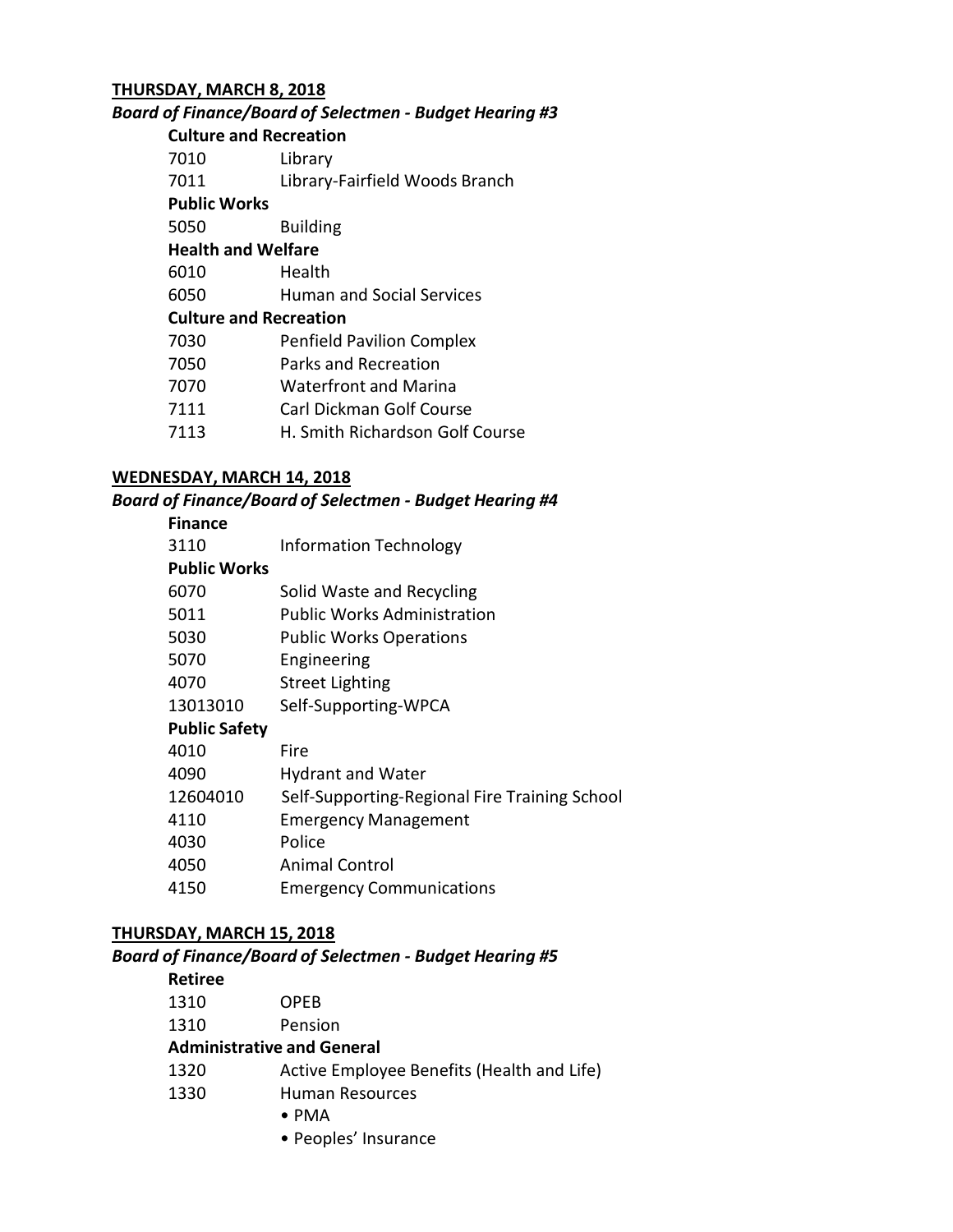**THURSDAY, MARCH 8, 2018**

***Board of Finance/Board of Selectmen - Budget Hearing #3***

**Culture and Recreation**

| | |
|---|---|
| 7010 | Library |
| 7011 | Library-Fairfield Woods Branch |

**Public Works**

| | |
|---|---|
| 5050 | Building |

**Health and Welfare**

| | |
|---|---|
| 6010 | Health |
| 6050 | Human and Social Services |

**Culture and Recreation**

| | |
|---|---|
| 7030 | Penfield Pavilion Complex |
| 7050 | Parks and Recreation |
| 7070 | Waterfront and Marina |
| 7111 | Carl Dickman Golf Course |
| 7113 | H. Smith Richardson Golf Course |

**WEDNESDAY, MARCH 14, 2018**

***Board of Finance/Board of Selectmen - Budget Hearing #4***

**Finance**

| | |
|---|---|
| 3110 | Information Technology |

**Public Works**

| | |
|---|---|
| 6070 | Solid Waste and Recycling |
| 5011 | Public Works Administration |
| 5030 | Public Works Operations |
| 5070 | Engineering |
| 4070 | Street Lighting |
| 13013010 | Self-Supporting-WPCA |

**Public Safety**

| | |
|---|---|
| 4010 | Fire |
| 4090 | Hydrant and Water |
| 12604010 | Self-Supporting-Regional Fire Training School |
| 4110 | Emergency Management |
| 4030 | Police |
| 4050 | Animal Control |
| 4150 | Emergency Communications |

**THURSDAY, MARCH 15, 2018**

***Board of Finance/Board of Selectmen - Budget Hearing #5***

**Retiree**

| | |
|---|---|
| 1310 | OPEB |
| 1310 | Pension |

**Administrative and General**

| | |
|---|---|
| 1320 | Active Employee Benefits (Health and Life) |
| 1330 | Human Resources<br>• PMA<br>• Peoples' Insurance |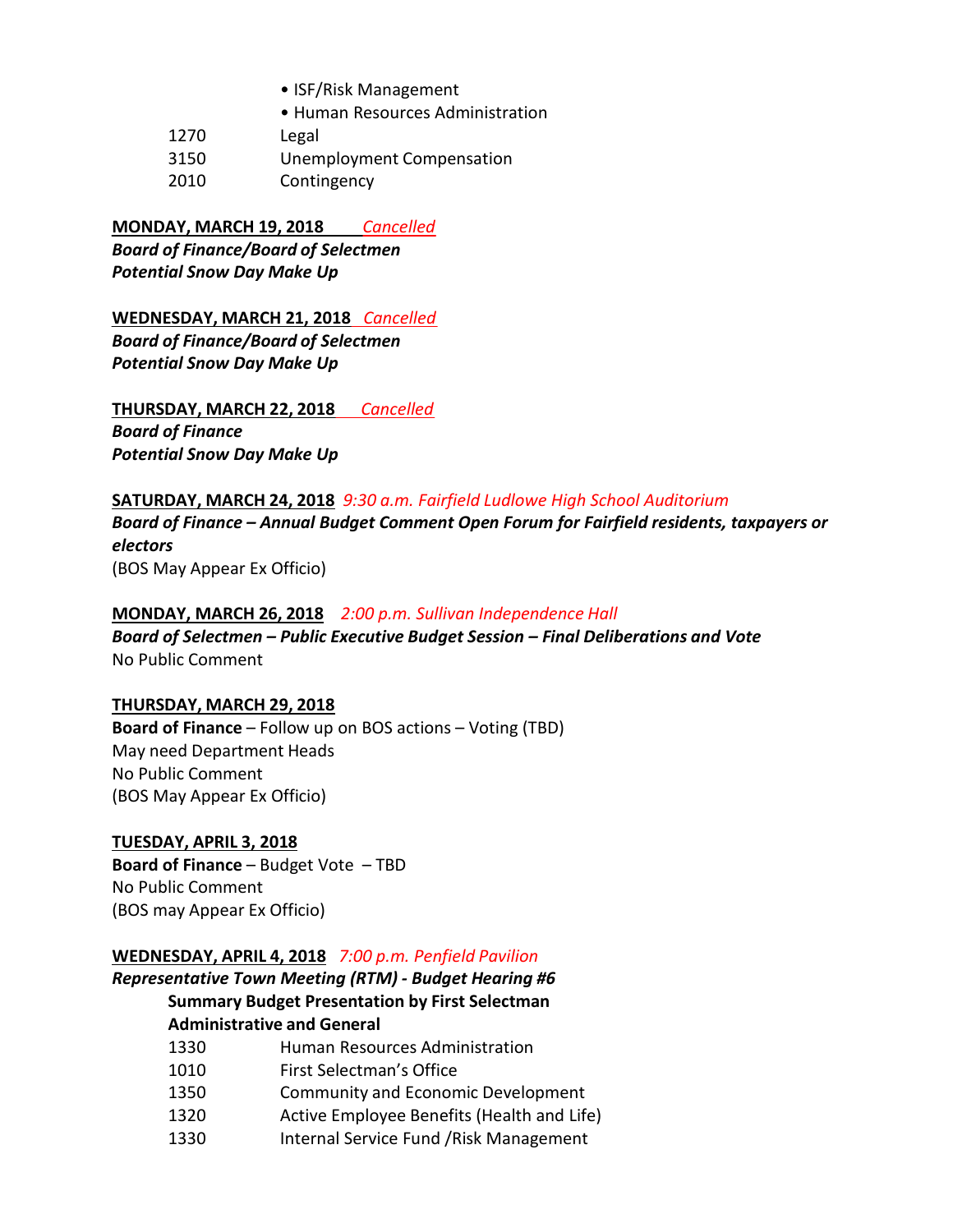- ISF/Risk Management
- Human Resources Administration

| | |
|---|---|
| 1270 | Legal |
| 3150 | Unemployment Compensation |
| 2010 | Contingency |

**MONDAY, MARCH 19, 2018** *Cancelled*
***Board of Finance/Board of Selectmen***
***Potential Snow Day Make Up***

**WEDNESDAY, MARCH 21, 2018** *Cancelled*
***Board of Finance/Board of Selectmen***
***Potential Snow Day Make Up***

**THURSDAY, MARCH 22, 2018** *Cancelled*
***Board of Finance***
***Potential Snow Day Make Up***

**SATURDAY, MARCH 24, 2018** *9:30 a.m. Fairfield Ludlowe High School Auditorium*
***Board of Finance – Annual Budget Comment Open Forum for Fairfield residents, taxpayers or electors***
(BOS May Appear Ex Officio)

**MONDAY, MARCH 26, 2018** *2:00 p.m. Sullivan Independence Hall*
***Board of Selectmen – Public Executive Budget Session – Final Deliberations and Vote***
No Public Comment

**THURSDAY, MARCH 29, 2018**
**Board of Finance** – Follow up on BOS actions – Voting (TBD)
May need Department Heads
No Public Comment
(BOS May Appear Ex Officio)

**TUESDAY, APRIL 3, 2018**
**Board of Finance** – Budget Vote – TBD
No Public Comment
(BOS may Appear Ex Officio)

**WEDNESDAY, APRIL 4, 2018** *7:00 p.m. Penfield Pavilion*
***Representative Town Meeting (RTM) - Budget Hearing #6***

**Summary Budget Presentation by First Selectman**

**Administrative and General**

| | |
|---|---|
| 1330 | Human Resources Administration |
| 1010 | First Selectman's Office |
| 1350 | Community and Economic Development |
| 1320 | Active Employee Benefits (Health and Life) |
| 1330 | Internal Service Fund /Risk Management |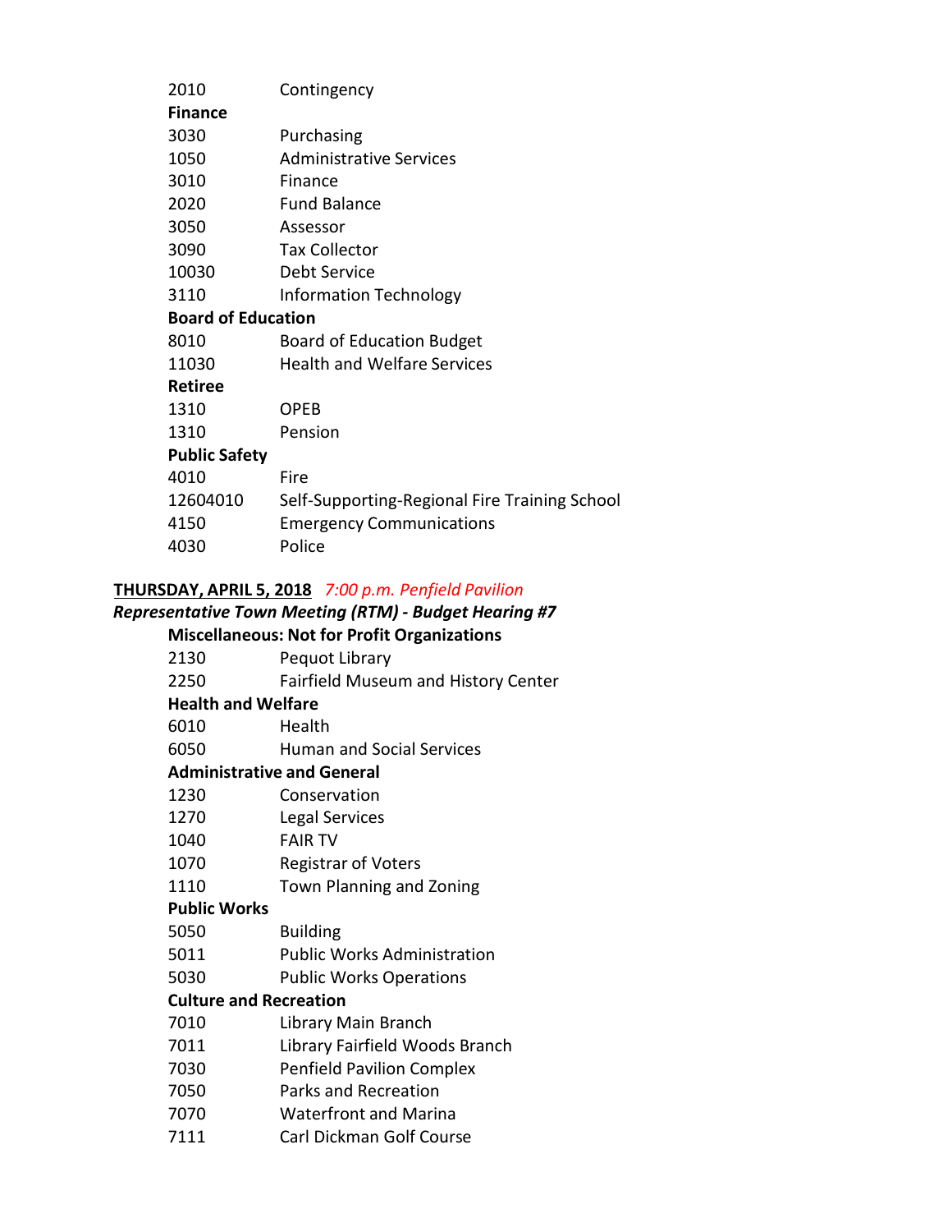| | |
|---|---|
| 2010 | Contingency |
| **Finance** | |
| 3030 | Purchasing |
| 1050 | Administrative Services |
| 3010 | Finance |
| 2020 | Fund Balance |
| 3050 | Assessor |
| 3090 | Tax Collector |
| 10030 | Debt Service |
| 3110 | Information Technology |
| **Board of Education** | |
| 8010 | Board of Education Budget |
| 11030 | Health and Welfare Services |
| **Retiree** | |
| 1310 | OPEB |
| 1310 | Pension |
| **Public Safety** | |
| 4010 | Fire |
| 12604010 | Self-Supporting-Regional Fire Training School |
| 4150 | Emergency Communications |
| 4030 | Police |

**THURSDAY, APRIL 5, 2018** *7:00 p.m. Penfield Pavilion*

***Representative Town Meeting (RTM) - Budget Hearing #7***

| | |
|---|---|
| **Miscellaneous: Not for Profit Organizations** | |
| 2130 | Pequot Library |
| 2250 | Fairfield Museum and History Center |
| **Health and Welfare** | |
| 6010 | Health |
| 6050 | Human and Social Services |
| **Administrative and General** | |
| 1230 | Conservation |
| 1270 | Legal Services |
| 1040 | FAIR TV |
| 1070 | Registrar of Voters |
| 1110 | Town Planning and Zoning |
| **Public Works** | |
| 5050 | Building |
| 5011 | Public Works Administration |
| 5030 | Public Works Operations |
| **Culture and Recreation** | |
| 7010 | Library Main Branch |
| 7011 | Library Fairfield Woods Branch |
| 7030 | Penfield Pavilion Complex |
| 7050 | Parks and Recreation |
| 7070 | Waterfront and Marina |
| 7111 | Carl Dickman Golf Course |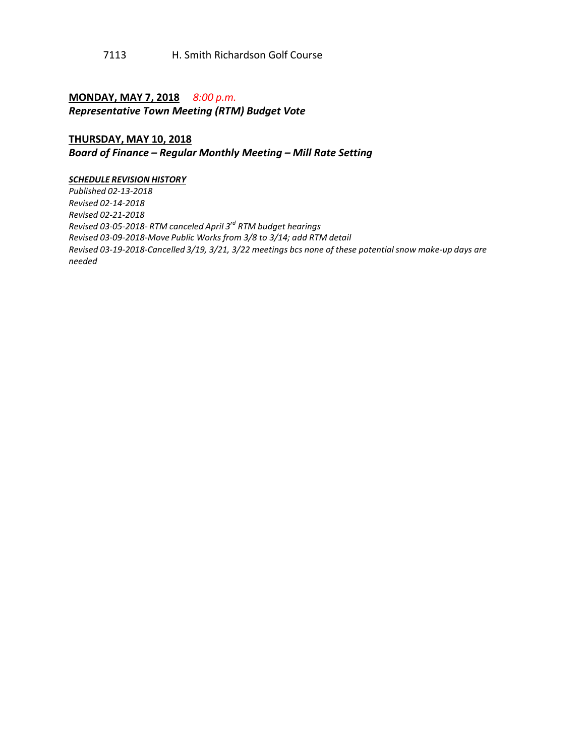7113 H. Smith Richardson Golf Course

**MONDAY, MAY 7, 2018** *8:00 p.m.*
***Representative Town Meeting (RTM) Budget Vote***

**THURSDAY, MAY 10, 2018**
***Board of Finance – Regular Monthly Meeting – Mill Rate Setting***

***SCHEDULE REVISION HISTORY***
*Published 02-13-2018*
*Revised 02-14-2018*
*Revised 02-21-2018*
*Revised 03-05-2018- RTM canceled April 3rd RTM budget hearings*
*Revised 03-09-2018-Move Public Works from 3/8 to 3/14; add RTM detail*
*Revised 03-19-2018-Cancelled 3/19, 3/21, 3/22 meetings bcs none of these potential snow make-up days are needed*